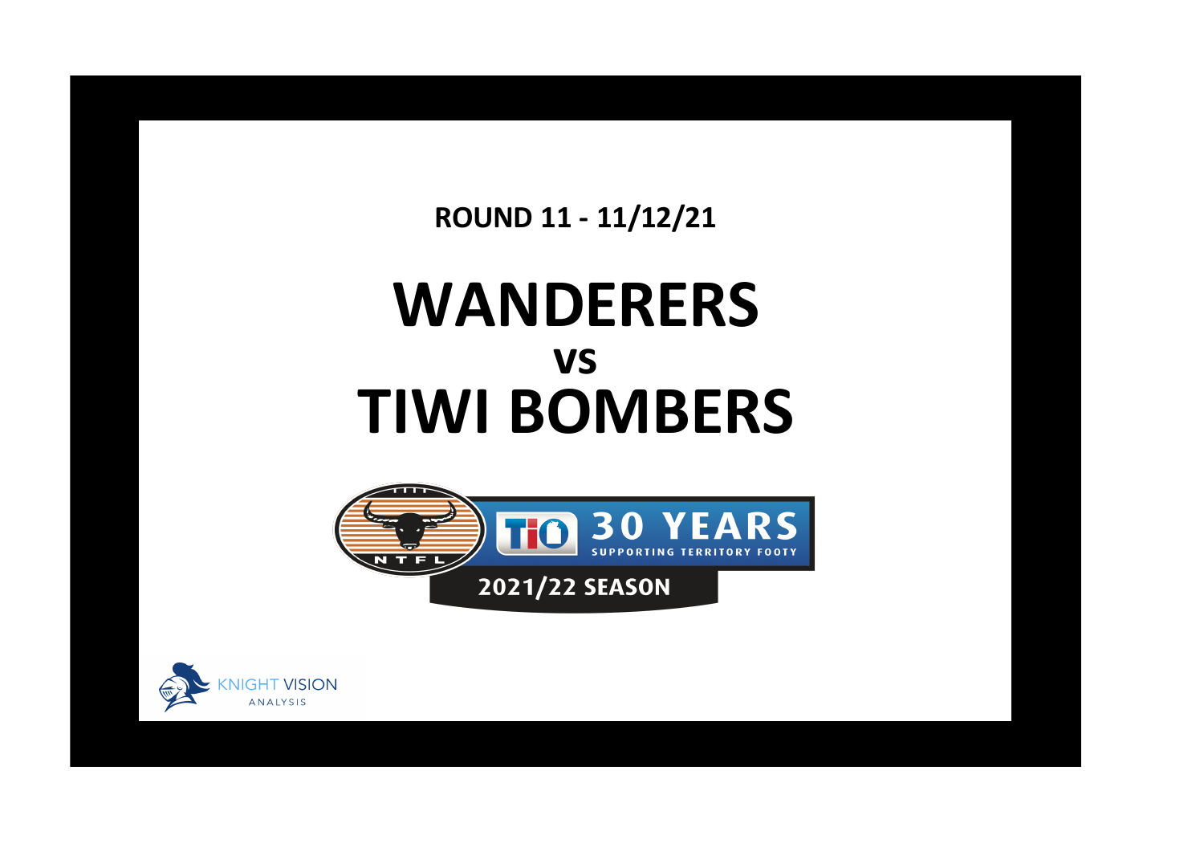**ROUND 11 - 11/12/21**

# WANDERERS
## vs
# TIWI BOMBERS

NTFL

TIO 30 YEARS SUPPORTING TERRITORY FOOTY

2021/22 SEASON

KNIGHT VISION ANALYSIS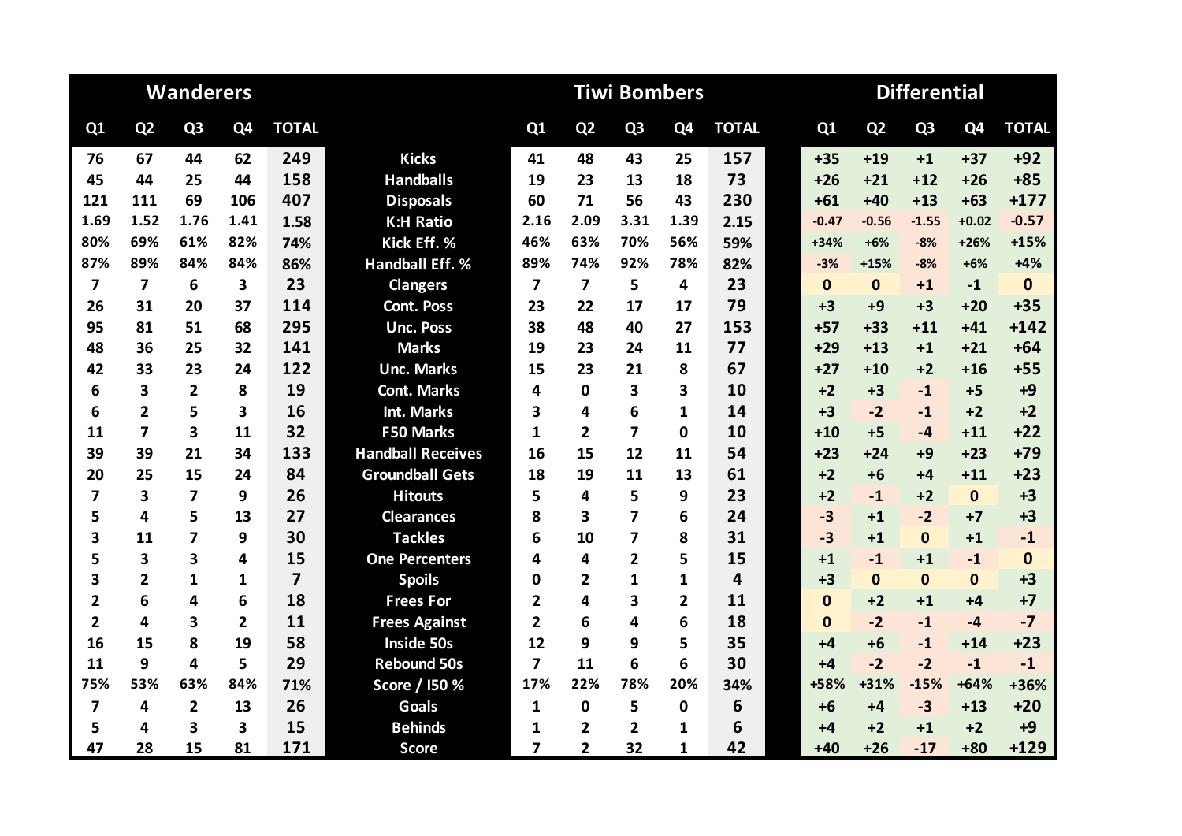| Wanderers | | | | | | Tiwi Bombers | | | | | Differential | | | | |
|---|---|---|---|---|---|---|---|---|---|---|---|---|---|---|---|
| Q1 | Q2 | Q3 | Q4 | TOTAL | | Q1 | Q2 | Q3 | Q4 | TOTAL | Q1 | Q2 | Q3 | Q4 | TOTAL |
| 76 | 67 | 44 | 62 | 249 | Kicks | 41 | 48 | 43 | 25 | 157 | +35 | +19 | +1 | +37 | +92 |
| 45 | 44 | 25 | 44 | 158 | Handballs | 19 | 23 | 13 | 18 | 73 | +26 | +21 | +12 | +26 | +85 |
| 121 | 111 | 69 | 106 | 407 | Disposals | 60 | 71 | 56 | 43 | 230 | +61 | +40 | +13 | +63 | +177 |
| 1.69 | 1.52 | 1.76 | 1.41 | 1.58 | K:H Ratio | 2.16 | 2.09 | 3.31 | 1.39 | 2.15 | -0.47 | -0.56 | -1.55 | +0.02 | -0.57 |
| 80% | 69% | 61% | 82% | 74% | Kick Eff. % | 46% | 63% | 70% | 56% | 59% | +34% | +6% | -8% | +26% | +15% |
| 87% | 89% | 84% | 84% | 86% | Handball Eff. % | 89% | 74% | 92% | 78% | 82% | -3% | +15% | -8% | +6% | +4% |
| 7 | 7 | 6 | 3 | 23 | Clangers | 7 | 7 | 5 | 4 | 23 | 0 | 0 | +1 | -1 | 0 |
| 26 | 31 | 20 | 37 | 114 | Cont. Poss | 23 | 22 | 17 | 17 | 79 | +3 | +9 | +3 | +20 | +35 |
| 95 | 81 | 51 | 68 | 295 | Unc. Poss | 38 | 48 | 40 | 27 | 153 | +57 | +33 | +11 | +41 | +142 |
| 48 | 36 | 25 | 32 | 141 | Marks | 19 | 23 | 24 | 11 | 77 | +29 | +13 | +1 | +21 | +64 |
| 42 | 33 | 23 | 24 | 122 | Unc. Marks | 15 | 23 | 21 | 8 | 67 | +27 | +10 | +2 | +16 | +55 |
| 6 | 3 | 2 | 8 | 19 | Cont. Marks | 4 | 0 | 3 | 3 | 10 | +2 | +3 | -1 | +5 | +9 |
| 6 | 2 | 5 | 3 | 16 | Int. Marks | 3 | 4 | 6 | 1 | 14 | +3 | -2 | -1 | +2 | +2 |
| 11 | 7 | 3 | 11 | 32 | F50 Marks | 1 | 2 | 7 | 0 | 10 | +10 | +5 | -4 | +11 | +22 |
| 39 | 39 | 21 | 34 | 133 | Handball Receives | 16 | 15 | 12 | 11 | 54 | +23 | +24 | +9 | +23 | +79 |
| 20 | 25 | 15 | 24 | 84 | Groundball Gets | 18 | 19 | 11 | 13 | 61 | +2 | +6 | +4 | +11 | +23 |
| 7 | 3 | 7 | 9 | 26 | Hitouts | 5 | 4 | 5 | 9 | 23 | +2 | -1 | +2 | 0 | +3 |
| 5 | 4 | 5 | 13 | 27 | Clearances | 8 | 3 | 7 | 6 | 24 | -3 | +1 | -2 | +7 | +3 |
| 3 | 11 | 7 | 9 | 30 | Tackles | 6 | 10 | 7 | 8 | 31 | -3 | +1 | 0 | +1 | -1 |
| 5 | 3 | 3 | 4 | 15 | One Percenters | 4 | 4 | 2 | 5 | 15 | +1 | -1 | +1 | -1 | 0 |
| 3 | 2 | 1 | 1 | 7 | Spoils | 0 | 2 | 1 | 1 | 4 | +3 | 0 | 0 | 0 | +3 |
| 2 | 6 | 4 | 6 | 18 | Frees For | 2 | 4 | 3 | 2 | 11 | 0 | +2 | +1 | +4 | +7 |
| 2 | 4 | 3 | 2 | 11 | Frees Against | 2 | 6 | 4 | 6 | 18 | 0 | -2 | -1 | -4 | -7 |
| 16 | 15 | 8 | 19 | 58 | Inside 50s | 12 | 9 | 9 | 5 | 35 | +4 | +6 | -1 | +14 | +23 |
| 11 | 9 | 4 | 5 | 29 | Rebound 50s | 7 | 11 | 6 | 6 | 30 | +4 | -2 | -2 | -1 | -1 |
| 75% | 53% | 63% | 84% | 71% | Score / I50 % | 17% | 22% | 78% | 20% | 34% | +58% | +31% | -15% | +64% | +36% |
| 7 | 4 | 2 | 13 | 26 | Goals | 1 | 0 | 5 | 0 | 6 | +6 | +4 | -3 | +13 | +20 |
| 5 | 4 | 3 | 3 | 15 | Behinds | 1 | 2 | 2 | 1 | 6 | +4 | +2 | +1 | +2 | +9 |
| 47 | 28 | 15 | 81 | 171 | Score | 7 | 2 | 32 | 1 | 42 | +40 | +26 | -17 | +80 | +129 |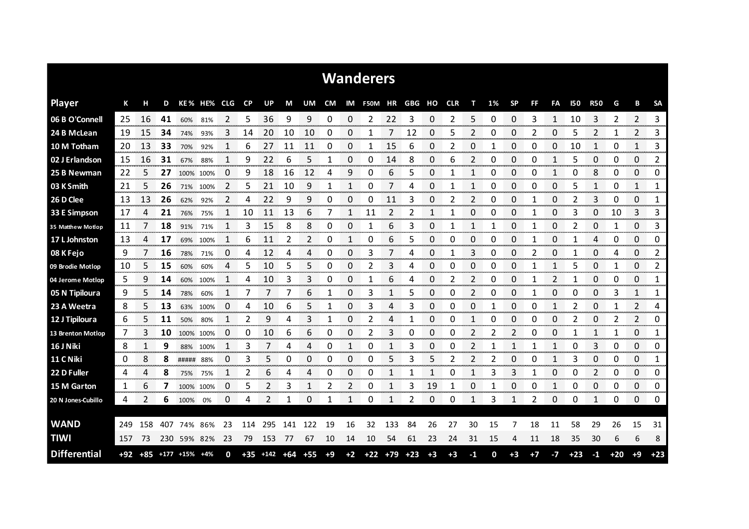# Wanderers

| Player | K | H | D | KE% | HE% | CLG | CP | UP | M | UM | CM | IM | F50M | HR | GBG | HO | CLR | T | 1% | SP | FF | FA | I50 | R50 | G | B | SA |
|---|---|---|---|---|---|---|---|---|---|---|---|---|---|---|---|---|---|---|---|---|---|---|---|---|---|---|---|
| 06 B O'Connell | 25 | 16 | **41** | 60% | 81% | 2 | 5 | 36 | 9 | 9 | 0 | 0 | 2 | 22 | 3 | 0 | 2 | 5 | 0 | 0 | 3 | 1 | 10 | 3 | 2 | 2 | 3 |
| 24 B McLean | 19 | 15 | **34** | 74% | 93% | 3 | 14 | 20 | 10 | 10 | 0 | 0 | 1 | 7 | 12 | 0 | 5 | 2 | 0 | 0 | 2 | 0 | 5 | 2 | 1 | 2 | 3 |
| 10 M Totham | 20 | 13 | **33** | 70% | 92% | 1 | 6 | 27 | 11 | 11 | 0 | 0 | 1 | 15 | 6 | 0 | 2 | 0 | 1 | 0 | 0 | 0 | 10 | 1 | 0 | 1 | 3 |
| 02 J Erlandson | 15 | 16 | **31** | 67% | 88% | 1 | 9 | 22 | 6 | 5 | 1 | 0 | 0 | 14 | 8 | 0 | 6 | 2 | 0 | 0 | 0 | 1 | 5 | 0 | 0 | 0 | 2 |
| 25 B Newman | 22 | 5 | **27** | 100% | 100% | 0 | 9 | 18 | 16 | 12 | 4 | 9 | 0 | 6 | 5 | 0 | 1 | 1 | 0 | 0 | 0 | 1 | 0 | 8 | 0 | 0 | 0 |
| 03 K Smith | 21 | 5 | **26** | 71% | 100% | 2 | 5 | 21 | 10 | 9 | 1 | 1 | 0 | 7 | 4 | 0 | 1 | 1 | 0 | 0 | 0 | 0 | 5 | 1 | 0 | 1 | 1 |
| 26 D Clee | 13 | 13 | **26** | 62% | 92% | 2 | 4 | 22 | 9 | 9 | 0 | 0 | 0 | 11 | 3 | 0 | 2 | 2 | 0 | 0 | 1 | 0 | 2 | 3 | 0 | 0 | 1 |
| 33 E Simpson | 17 | 4 | **21** | 76% | 75% | 1 | 10 | 11 | 13 | 6 | 7 | 1 | 11 | 2 | 2 | 1 | 1 | 0 | 0 | 0 | 1 | 0 | 3 | 0 | 10 | 3 | 3 |
| 35 Matthew Motlop | 11 | 7 | **18** | 91% | 71% | 1 | 3 | 15 | 8 | 8 | 0 | 0 | 1 | 6 | 3 | 0 | 1 | 1 | 1 | 0 | 1 | 0 | 2 | 0 | 1 | 0 | 3 |
| 17 L Johnston | 13 | 4 | **17** | 69% | 100% | 1 | 6 | 11 | 2 | 2 | 0 | 1 | 0 | 6 | 5 | 0 | 0 | 0 | 0 | 0 | 1 | 0 | 1 | 4 | 0 | 0 | 0 |
| 08 K Fejo | 9 | 7 | **16** | 78% | 71% | 0 | 4 | 12 | 4 | 4 | 0 | 0 | 3 | 7 | 4 | 0 | 1 | 3 | 0 | 0 | 2 | 0 | 1 | 0 | 4 | 0 | 2 |
| 09 Brodie Motlop | 10 | 5 | **15** | 60% | 60% | 4 | 5 | 10 | 5 | 5 | 0 | 0 | 2 | 3 | 4 | 0 | 0 | 0 | 0 | 0 | 1 | 1 | 5 | 0 | 1 | 0 | 2 |
| 04 Jerome Motlop | 5 | 9 | **14** | 60% | 100% | 1 | 4 | 10 | 3 | 3 | 0 | 0 | 1 | 6 | 4 | 0 | 2 | 2 | 0 | 0 | 1 | 2 | 1 | 0 | 0 | 0 | 1 |
| 05 N Tipiloura | 9 | 5 | **14** | 78% | 60% | 1 | 7 | 7 | 7 | 6 | 1 | 0 | 3 | 1 | 5 | 0 | 0 | 2 | 0 | 0 | 1 | 0 | 0 | 0 | 3 | 1 | 1 |
| 23 A Weetra | 8 | 5 | **13** | 63% | 100% | 0 | 4 | 10 | 6 | 5 | 1 | 0 | 3 | 4 | 3 | 0 | 0 | 0 | 1 | 0 | 0 | 1 | 2 | 0 | 1 | 2 | 4 |
| 12 J Tipiloura | 6 | 5 | **11** | 50% | 80% | 1 | 2 | 9 | 4 | 3 | 1 | 0 | 2 | 4 | 1 | 0 | 0 | 1 | 0 | 0 | 0 | 0 | 2 | 0 | 2 | 2 | 0 |
| 13 Brenton Motlop | 7 | 3 | **10** | 100% | 100% | 0 | 0 | 10 | 6 | 6 | 0 | 0 | 2 | 3 | 0 | 0 | 0 | 2 | 2 | 2 | 0 | 0 | 1 | 1 | 1 | 0 | 1 |
| 16 J Niki | 8 | 1 | **9** | 88% | 100% | 1 | 3 | 7 | 4 | 4 | 0 | 1 | 0 | 1 | 3 | 0 | 0 | 2 | 1 | 1 | 1 | 1 | 0 | 3 | 0 | 0 | 0 |
| 11 C Niki | 0 | 8 | **8** | ##### | 88% | 0 | 3 | 5 | 0 | 0 | 0 | 0 | 0 | 5 | 3 | 5 | 2 | 2 | 2 | 0 | 0 | 1 | 3 | 0 | 0 | 0 | 1 |
| 22 D Fuller | 4 | 4 | **8** | 75% | 75% | 1 | 2 | 6 | 4 | 4 | 0 | 0 | 0 | 1 | 1 | 1 | 0 | 1 | 3 | 3 | 1 | 0 | 0 | 2 | 0 | 0 | 0 |
| 15 M Garton | 1 | 6 | **7** | 100% | 100% | 0 | 5 | 2 | 3 | 1 | 2 | 2 | 0 | 1 | 3 | 19 | 1 | 0 | 1 | 0 | 0 | 1 | 0 | 0 | 0 | 0 | 0 |
| 20 N Jones-Cubillo | 4 | 2 | **6** | 100% | 0% | 0 | 4 | 2 | 1 | 0 | 1 | 1 | 0 | 1 | 2 | 0 | 0 | 1 | 3 | 1 | 2 | 0 | 0 | 1 | 0 | 0 | 0 |
| | | | | | | | | | | | | | | | | | | | | | | | | | | | |
| **WAND** | 249 | 158 | 407 | 74% | 86% | 23 | 114 | 295 | 141 | 122 | 19 | 16 | 32 | 133 | 84 | 26 | 27 | 30 | 15 | 7 | 18 | 11 | 58 | 29 | 26 | 15 | 31 |
| **TIWI** | 157 | 73 | 230 | 59% | 82% | 23 | 79 | 153 | 77 | 67 | 10 | 14 | 10 | 54 | 61 | 23 | 24 | 31 | 15 | 4 | 11 | 18 | 35 | 30 | 6 | 6 | 8 |
| **Differential** | **+92** | **+85** | **+177** | **+15%** | **+4%** | **0** | **+35** | **+142** | **+64** | **+55** | **+9** | **+2** | **+22** | **+79** | **+23** | **+3** | **+3** | **-1** | **0** | **+3** | **+7** | **-7** | **+23** | **-1** | **+20** | **+9** | **+23** |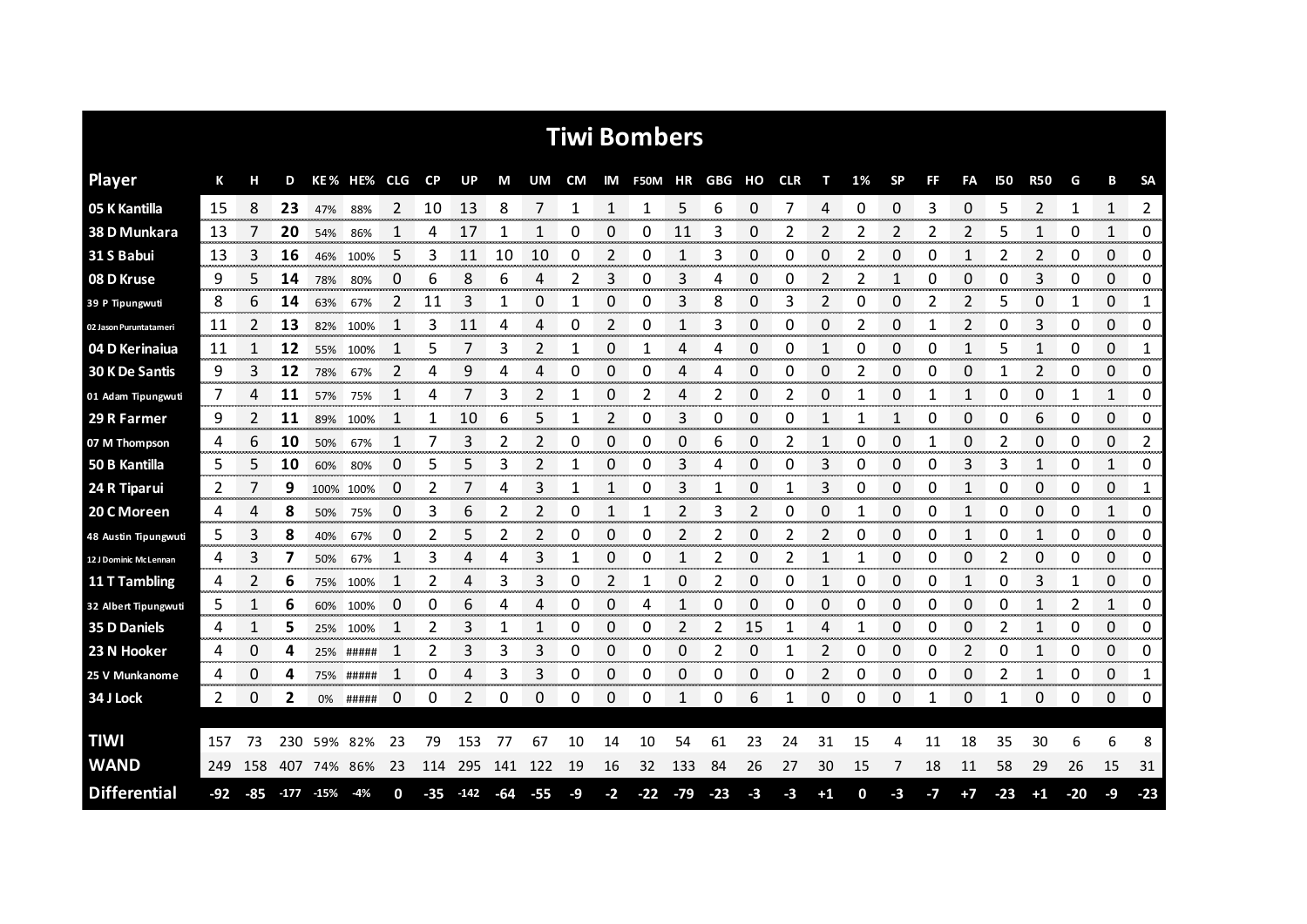# Tiwi Bombers

| Player | K | H | D | KE % | HE% | CLG | CP | UP | M | UM | CM | IM | F50M | HR | GBG | HO | CLR | T | 1% | SP | FF | FA | I50 | R50 | G | B | SA |
|---|---|---|---|---|---|---|---|---|---|---|---|---|---|---|---|---|---|---|---|---|---|---|---|---|---|---|---|
| 05 K Kantilla | 15 | 8 | 23 | 47% | 88% | 2 | 10 | 13 | 8 | 7 | 1 | 1 | 1 | 5 | 6 | 0 | 7 | 4 | 0 | 0 | 3 | 0 | 5 | 2 | 1 | 1 | 2 |
| 38 D Munkara | 13 | 7 | 20 | 54% | 86% | 1 | 4 | 17 | 1 | 1 | 0 | 0 | 0 | 11 | 3 | 0 | 2 | 2 | 2 | 2 | 2 | 2 | 5 | 1 | 0 | 1 | 0 |
| 31 S Babui | 13 | 3 | 16 | 46% | 100% | 5 | 3 | 11 | 10 | 10 | 0 | 2 | 0 | 1 | 3 | 0 | 0 | 0 | 2 | 0 | 0 | 1 | 2 | 2 | 0 | 0 | 0 |
| 08 D Kruse | 9 | 5 | 14 | 78% | 80% | 0 | 6 | 8 | 6 | 4 | 2 | 3 | 0 | 3 | 4 | 0 | 0 | 2 | 2 | 1 | 0 | 0 | 0 | 3 | 0 | 0 | 0 |
| 39 P Tipungwuti | 8 | 6 | 14 | 63% | 67% | 2 | 11 | 3 | 1 | 0 | 1 | 0 | 0 | 3 | 8 | 0 | 3 | 2 | 0 | 0 | 2 | 2 | 5 | 0 | 1 | 0 | 1 |
| 02 Jason Puruntatameri | 11 | 2 | 13 | 82% | 100% | 1 | 3 | 11 | 4 | 4 | 0 | 2 | 0 | 1 | 3 | 0 | 0 | 0 | 2 | 0 | 1 | 2 | 0 | 3 | 0 | 0 | 0 |
| 04 D Kerinaiua | 11 | 1 | 12 | 55% | 100% | 1 | 5 | 7 | 3 | 2 | 1 | 0 | 1 | 4 | 4 | 0 | 0 | 1 | 0 | 0 | 0 | 1 | 5 | 1 | 0 | 0 | 1 |
| 30 K De Santis | 9 | 3 | 12 | 78% | 67% | 2 | 4 | 9 | 4 | 4 | 0 | 0 | 0 | 4 | 4 | 0 | 0 | 0 | 2 | 0 | 0 | 0 | 1 | 2 | 0 | 0 | 0 |
| 01 Adam Tipungwuti | 7 | 4 | 11 | 57% | 75% | 1 | 4 | 7 | 3 | 2 | 1 | 0 | 2 | 4 | 2 | 0 | 2 | 0 | 1 | 0 | 1 | 1 | 0 | 0 | 1 | 1 | 0 |
| 29 R Farmer | 9 | 2 | 11 | 89% | 100% | 1 | 1 | 10 | 6 | 5 | 1 | 2 | 0 | 3 | 0 | 0 | 0 | 1 | 1 | 1 | 0 | 0 | 0 | 6 | 0 | 0 | 0 |
| 07 M Thompson | 4 | 6 | 10 | 50% | 67% | 1 | 7 | 3 | 2 | 2 | 0 | 0 | 0 | 0 | 6 | 0 | 2 | 1 | 0 | 0 | 1 | 0 | 2 | 0 | 0 | 0 | 2 |
| 50 B Kantilla | 5 | 5 | 10 | 60% | 80% | 0 | 5 | 5 | 3 | 2 | 1 | 0 | 0 | 3 | 4 | 0 | 0 | 3 | 0 | 0 | 0 | 3 | 3 | 1 | 0 | 1 | 0 |
| 24 R Tiparui | 2 | 7 | 9 | 100% | 100% | 0 | 2 | 7 | 4 | 3 | 1 | 1 | 0 | 3 | 1 | 0 | 1 | 3 | 0 | 0 | 0 | 1 | 0 | 0 | 0 | 0 | 1 |
| 20 C Moreen | 4 | 4 | 8 | 50% | 75% | 0 | 3 | 6 | 2 | 2 | 0 | 1 | 1 | 2 | 3 | 2 | 0 | 0 | 1 | 0 | 0 | 1 | 0 | 0 | 0 | 1 | 0 |
| 48 Austin Tipungwuti | 5 | 3 | 8 | 40% | 67% | 0 | 2 | 5 | 2 | 2 | 0 | 0 | 0 | 2 | 2 | 0 | 2 | 2 | 0 | 0 | 0 | 1 | 0 | 1 | 0 | 0 | 0 |
| 12 J Dominic McLennan | 4 | 3 | 7 | 50% | 67% | 1 | 3 | 4 | 4 | 3 | 1 | 0 | 0 | 1 | 2 | 0 | 2 | 1 | 1 | 0 | 0 | 0 | 2 | 0 | 0 | 0 | 0 |
| 11 T Tambling | 4 | 2 | 6 | 75% | 100% | 1 | 2 | 4 | 3 | 3 | 0 | 2 | 1 | 0 | 2 | 0 | 0 | 1 | 0 | 0 | 0 | 1 | 0 | 3 | 1 | 0 | 0 |
| 32 Albert Tipungwuti | 5 | 1 | 6 | 60% | 100% | 0 | 0 | 6 | 4 | 4 | 0 | 0 | 4 | 1 | 0 | 0 | 0 | 0 | 0 | 0 | 0 | 0 | 0 | 1 | 2 | 1 | 0 |
| 35 D Daniels | 4 | 1 | 5 | 25% | 100% | 1 | 2 | 3 | 1 | 1 | 0 | 0 | 0 | 2 | 2 | 15 | 1 | 4 | 1 | 0 | 0 | 0 | 2 | 1 | 0 | 0 | 0 |
| 23 N Hooker | 4 | 0 | 4 | 25% | ##### | 1 | 2 | 3 | 3 | 3 | 0 | 0 | 0 | 0 | 2 | 0 | 1 | 2 | 0 | 0 | 0 | 2 | 0 | 1 | 0 | 0 | 0 |
| 25 V Munkanome | 4 | 0 | 4 | 75% | ##### | 1 | 0 | 4 | 3 | 3 | 0 | 0 | 0 | 0 | 0 | 0 | 0 | 2 | 0 | 0 | 0 | 0 | 2 | 1 | 0 | 0 | 1 |
| 34 J Lock | 2 | 0 | 2 | 0% | ##### | 0 | 0 | 2 | 0 | 0 | 0 | 0 | 0 | 1 | 0 | 6 | 1 | 0 | 0 | 0 | 1 | 0 | 1 | 0 | 0 | 0 | 0 |
| TIWI | 157 | 73 | 230 | 59% | 82% | 23 | 79 | 153 | 77 | 67 | 10 | 14 | 10 | 54 | 61 | 23 | 24 | 31 | 15 | 4 | 11 | 18 | 35 | 30 | 6 | 6 | 8 |
| WAND | 249 | 158 | 407 | 74% | 86% | 23 | 114 | 295 | 141 | 122 | 19 | 16 | 32 | 133 | 84 | 26 | 27 | 30 | 15 | 7 | 18 | 11 | 58 | 29 | 26 | 15 | 31 |
| Differential | -92 | -85 | -177 | -15% | -4% | 0 | -35 | -142 | -64 | -55 | -9 | -2 | -22 | -79 | -23 | -3 | -3 | +1 | 0 | -3 | -7 | +7 | -23 | +1 | -20 | -9 | -23 |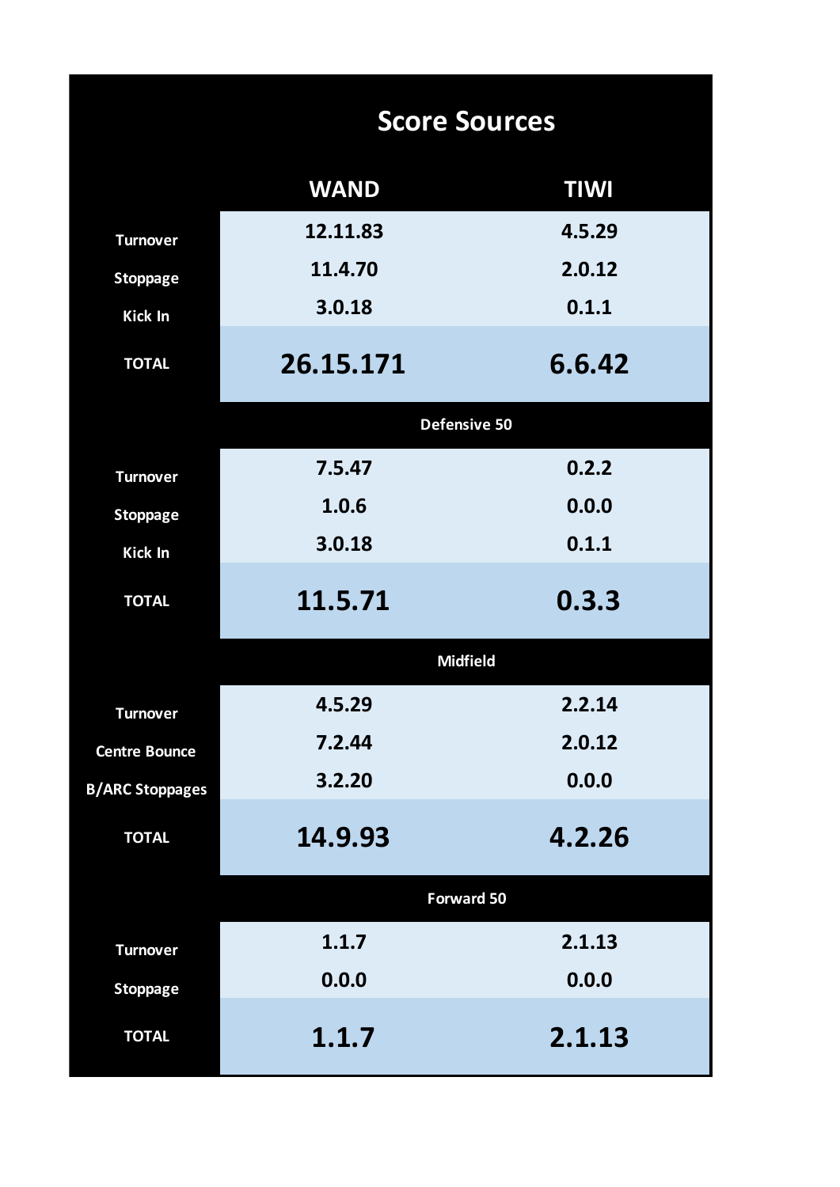## Score Sources

| | WAND | TIWI |
|---|---|---|
| Turnover | 12.11.83 | 4.5.29 |
| Stoppage | 11.4.70 | 2.0.12 |
| Kick In | 3.0.18 | 0.1.1 |
| **TOTAL** | **26.15.171** | **6.6.42** |
| **Defensive 50** | | |
| Turnover | 7.5.47 | 0.2.2 |
| Stoppage | 1.0.6 | 0.0.0 |
| Kick In | 3.0.18 | 0.1.1 |
| **TOTAL** | **11.5.71** | **0.3.3** |
| **Midfield** | | |
| Turnover | 4.5.29 | 2.2.14 |
| Centre Bounce | 7.2.44 | 2.0.12 |
| B/ARC Stoppages | 3.2.20 | 0.0.0 |
| **TOTAL** | **14.9.93** | **4.2.26** |
| **Forward 50** | | |
| Turnover | 1.1.7 | 2.1.13 |
| Stoppage | 0.0.0 | 0.0.0 |
| **TOTAL** | **1.1.7** | **2.1.13** |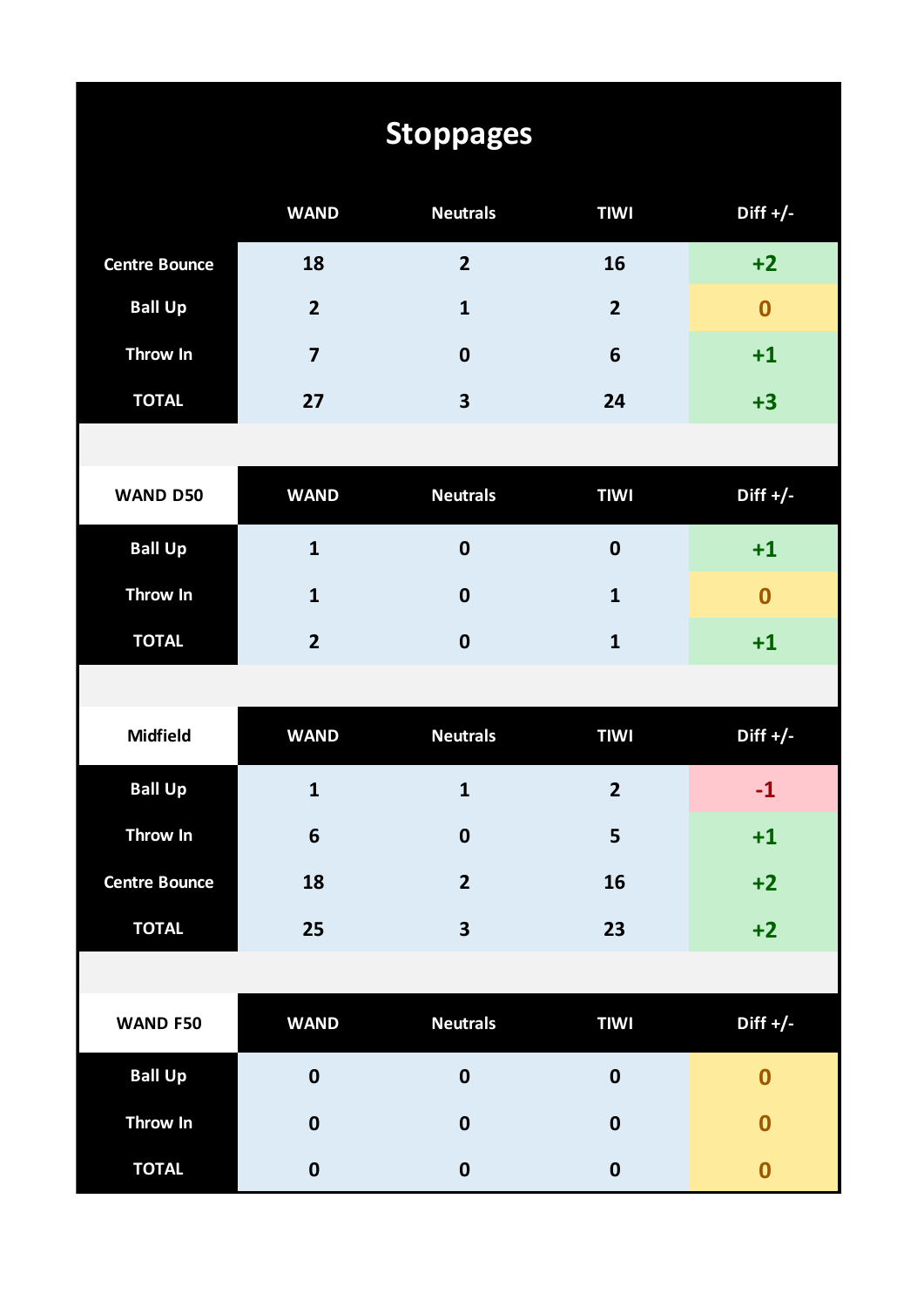## Stoppages

| | WAND | Neutrals | TIWI | Diff +/- |
|---|---|---|---|---|
| Centre Bounce | 18 | 2 | 16 | +2 |
| Ball Up | 2 | 1 | 2 | 0 |
| Throw In | 7 | 0 | 6 | +1 |
| TOTAL | 27 | 3 | 24 | +3 |

| WAND D50 | WAND | Neutrals | TIWI | Diff +/- |
|---|---|---|---|---|
| Ball Up | 1 | 0 | 0 | +1 |
| Throw In | 1 | 0 | 1 | 0 |
| TOTAL | 2 | 0 | 1 | +1 |

| Midfield | WAND | Neutrals | TIWI | Diff +/- |
|---|---|---|---|---|
| Ball Up | 1 | 1 | 2 | -1 |
| Throw In | 6 | 0 | 5 | +1 |
| Centre Bounce | 18 | 2 | 16 | +2 |
| TOTAL | 25 | 3 | 23 | +2 |

| WAND F50 | WAND | Neutrals | TIWI | Diff +/- |
|---|---|---|---|---|
| Ball Up | 0 | 0 | 0 | 0 |
| Throw In | 0 | 0 | 0 | 0 |
| TOTAL | 0 | 0 | 0 | 0 |